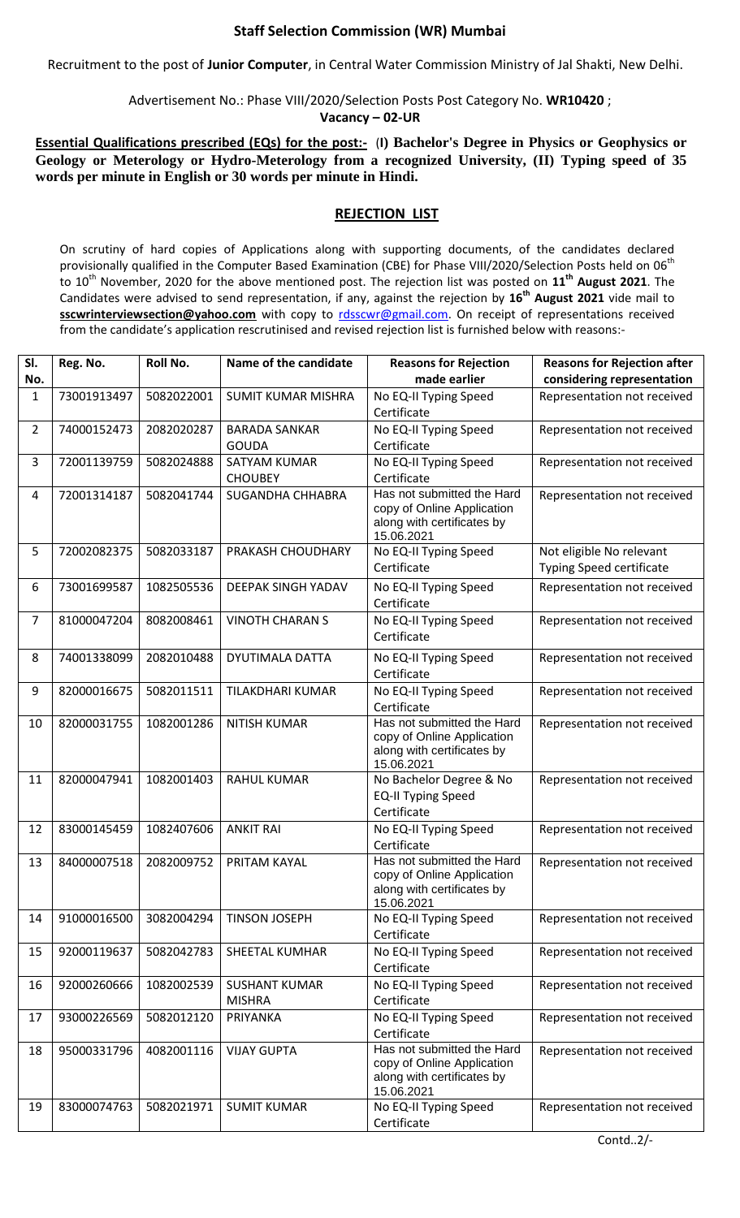**Staff Selection Commission (WR) Mumbai**

Recruitment to the post of **Junior Computer**, in Central Water Commission Ministry of Jal Shakti, New Delhi.

Advertisement No.: Phase VIII/2020/Selection Posts Post Category No. **WR10420** ;
**Vacancy – 02-UR**

**Essential Qualifications prescribed (EQs) for the post:- (I) Bachelor's Degree in Physics or Geophysics or Geology or Meterology or Hydro-Meterology from a recognized University, (II) Typing speed of 35 words per minute in English or 30 words per minute in Hindi.**

## REJECTION LIST

On scrutiny of hard copies of Applications along with supporting documents, of the candidates declared provisionally qualified in the Computer Based Examination (CBE) for Phase VIII/2020/Selection Posts held on 06th to 10th November, 2020 for the above mentioned post. The rejection list was posted on **11th August 2021**. The Candidates were advised to send representation, if any, against the rejection by **16th August 2021** vide mail to **sscwrinterviewsection@yahoo.com** with copy to rdsscwr@gmail.com. On receipt of representations received from the candidate's application rescrutinised and revised rejection list is furnished below with reasons:-

| Sl. No. | Reg. No. | Roll No. | Name of the candidate | Reasons for Rejection made earlier | Reasons for Rejection after considering representation |
|---|---|---|---|---|---|
| 1 | 73001913497 | 5082022001 | SUMIT KUMAR MISHRA | No EQ-II Typing Speed Certificate | Representation not received |
| 2 | 74000152473 | 2082020287 | BARADA SANKAR GOUDA | No EQ-II Typing Speed Certificate | Representation not received |
| 3 | 72001139759 | 5082024888 | SATYAM KUMAR CHOUBEY | No EQ-II Typing Speed Certificate | Representation not received |
| 4 | 72001314187 | 5082041744 | SUGANDHA CHHABRA | Has not submitted the Hard copy of Online Application along with certificates by 15.06.2021 | Representation not received |
| 5 | 72002082375 | 5082033187 | PRAKASH CHOUDHARY | No EQ-II Typing Speed Certificate | Not eligible No relevant Typing Speed certificate |
| 6 | 73001699587 | 1082505536 | DEEPAK SINGH YADAV | No EQ-II Typing Speed Certificate | Representation not received |
| 7 | 81000047204 | 8082008461 | VINOTH CHARAN S | No EQ-II Typing Speed Certificate | Representation not received |
| 8 | 74001338099 | 2082010488 | DYUTIMALA DATTA | No EQ-II Typing Speed Certificate | Representation not received |
| 9 | 82000016675 | 5082011511 | TILAKDHARI KUMAR | No EQ-II Typing Speed Certificate | Representation not received |
| 10 | 82000031755 | 1082001286 | NITISH KUMAR | Has not submitted the Hard copy of Online Application along with certificates by 15.06.2021 | Representation not received |
| 11 | 82000047941 | 1082001403 | RAHUL KUMAR | No Bachelor Degree & No EQ-II Typing Speed Certificate | Representation not received |
| 12 | 83000145459 | 1082407606 | ANKIT RAI | No EQ-II Typing Speed Certificate | Representation not received |
| 13 | 84000007518 | 2082009752 | PRITAM KAYAL | Has not submitted the Hard copy of Online Application along with certificates by 15.06.2021 | Representation not received |
| 14 | 91000016500 | 3082004294 | TINSON JOSEPH | No EQ-II Typing Speed Certificate | Representation not received |
| 15 | 92000119637 | 5082042783 | SHEETAL KUMHAR | No EQ-II Typing Speed Certificate | Representation not received |
| 16 | 92000260666 | 1082002539 | SUSHANT KUMAR MISHRA | No EQ-II Typing Speed Certificate | Representation not received |
| 17 | 93000226569 | 5082012120 | PRIYANKA | No EQ-II Typing Speed Certificate | Representation not received |
| 18 | 95000331796 | 4082001116 | VIJAY GUPTA | Has not submitted the Hard copy of Online Application along with certificates by 15.06.2021 | Representation not received |
| 19 | 83000074763 | 5082021971 | SUMIT KUMAR | No EQ-II Typing Speed Certificate | Representation not received |

Contd..2/-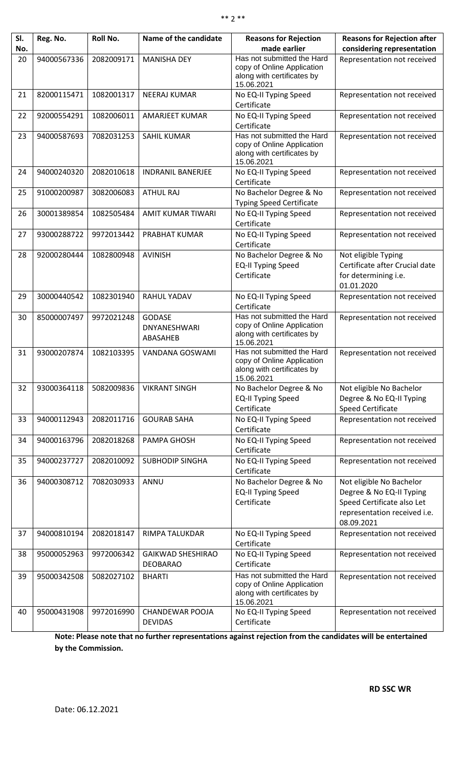| Sl. No. | Reg. No. | Roll No. | Name of the candidate | Reasons for Rejection made earlier | Reasons for Rejection after considering representation |
|---|---|---|---|---|---|
| 20 | 94000567336 | 2082009171 | MANISHA DEY | Has not submitted the Hard copy of Online Application along with certificates by 15.06.2021 | Representation not received |
| 21 | 82000115471 | 1082001317 | NEERAJ KUMAR | No EQ-II Typing Speed Certificate | Representation not received |
| 22 | 92000554291 | 1082006011 | AMARJEET KUMAR | No EQ-II Typing Speed Certificate | Representation not received |
| 23 | 94000587693 | 7082031253 | SAHIL KUMAR | Has not submitted the Hard copy of Online Application along with certificates by 15.06.2021 | Representation not received |
| 24 | 94000240320 | 2082010618 | INDRANIL BANERJEE | No EQ-II Typing Speed Certificate | Representation not received |
| 25 | 91000200987 | 3082006083 | ATHUL RAJ | No Bachelor Degree & No Typing Speed Certificate | Representation not received |
| 26 | 30001389854 | 1082505484 | AMIT KUMAR TIWARI | No EQ-II Typing Speed Certificate | Representation not received |
| 27 | 93000288722 | 9972013442 | PRABHAT KUMAR | No EQ-II Typing Speed Certificate | Representation not received |
| 28 | 92000280444 | 1082800948 | AVINISH | No Bachelor Degree & No EQ-II Typing Speed Certificate | Not eligible Typing Certificate after Crucial date for determining i.e. 01.01.2020 |
| 29 | 30000440542 | 1082301940 | RAHUL YADAV | No EQ-II Typing Speed Certificate | Representation not received |
| 30 | 85000007497 | 9972021248 | GODASE DNYANESHWARI ABASAHEB | Has not submitted the Hard copy of Online Application along with certificates by 15.06.2021 | Representation not received |
| 31 | 93000207874 | 1082103395 | VANDANA GOSWAMI | Has not submitted the Hard copy of Online Application along with certificates by 15.06.2021 | Representation not received |
| 32 | 93000364118 | 5082009836 | VIKRANT SINGH | No Bachelor Degree & No EQ-II Typing Speed Certificate | Not eligible No Bachelor Degree & No EQ-II Typing Speed Certificate |
| 33 | 94000112943 | 2082011716 | GOURAB SAHA | No EQ-II Typing Speed Certificate | Representation not received |
| 34 | 94000163796 | 2082018268 | PAMPA GHOSH | No EQ-II Typing Speed Certificate | Representation not received |
| 35 | 94000237727 | 2082010092 | SUBHODIP SINGHA | No EQ-II Typing Speed Certificate | Representation not received |
| 36 | 94000308712 | 7082030933 | ANNU | No Bachelor Degree & No EQ-II Typing Speed Certificate | Not eligible No Bachelor Degree & No EQ-II Typing Speed Certificate also Let representation received i.e. 08.09.2021 |
| 37 | 94000810194 | 2082018147 | RIMPA TALUKDAR | No EQ-II Typing Speed Certificate | Representation not received |
| 38 | 95000052963 | 9972006342 | GAIKWAD SHESHIRAO DEOBARAO | No EQ-II Typing Speed Certificate | Representation not received |
| 39 | 95000342508 | 5082027102 | BHARTI | Has not submitted the Hard copy of Online Application along with certificates by 15.06.2021 | Representation not received |
| 40 | 95000431908 | 9972016990 | CHANDEWAR POOJA DEVIDAS | No EQ-II Typing Speed Certificate | Representation not received |

**Note: Please note that no further representations against rejection from the candidates will be entertained by the Commission.**

**RD SSC WR**

Date: 06.12.2021